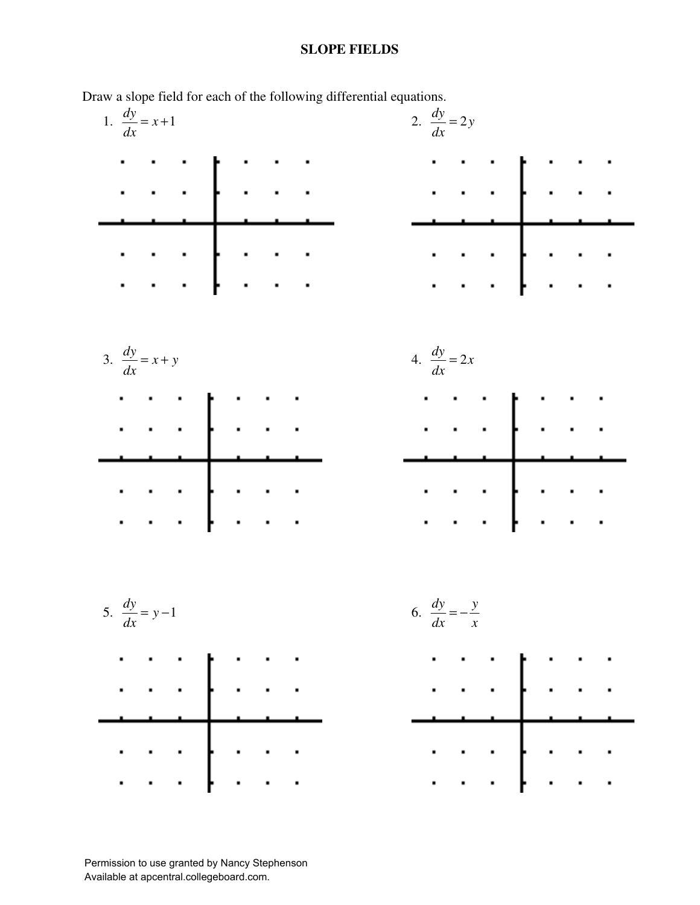# SLOPE FIELDS

Draw a slope field for each of the following differential equations.

1. $\frac{dy}{dx} = x + 1$

2. $\frac{dy}{dx} = 2y$

3. $\frac{dy}{dx} = x + y$

4. $\frac{dy}{dx} = 2x$

5. $\frac{dy}{dx} = y - 1$

6. $\frac{dy}{dx} = -\frac{y}{x}$

Permission to use granted by Nancy Stephenson
Available at apcentral.collegeboard.com.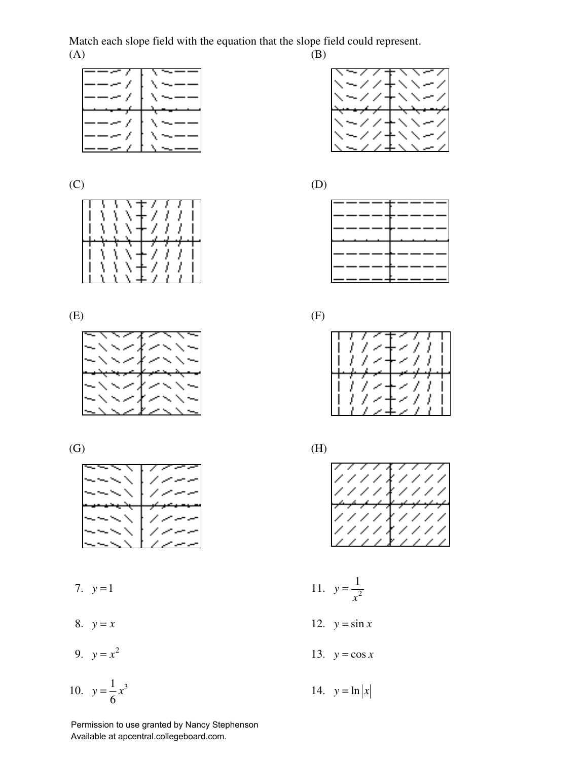Match each slope field with the equation that the slope field could represent.

(A)

(B)

(C)

(D)

(E)

(F)

(G)

(H)

7. $y = 1$

8. $y = x$

9. $y = x^2$

10. $y = \frac{1}{6}x^3$

11. $y = \frac{1}{x^2}$

12. $y = \sin x$

13. $y = \cos x$

14. $y = \ln|x|$

Permission to use granted by Nancy Stephenson
Available at apcentral.collegeboard.com.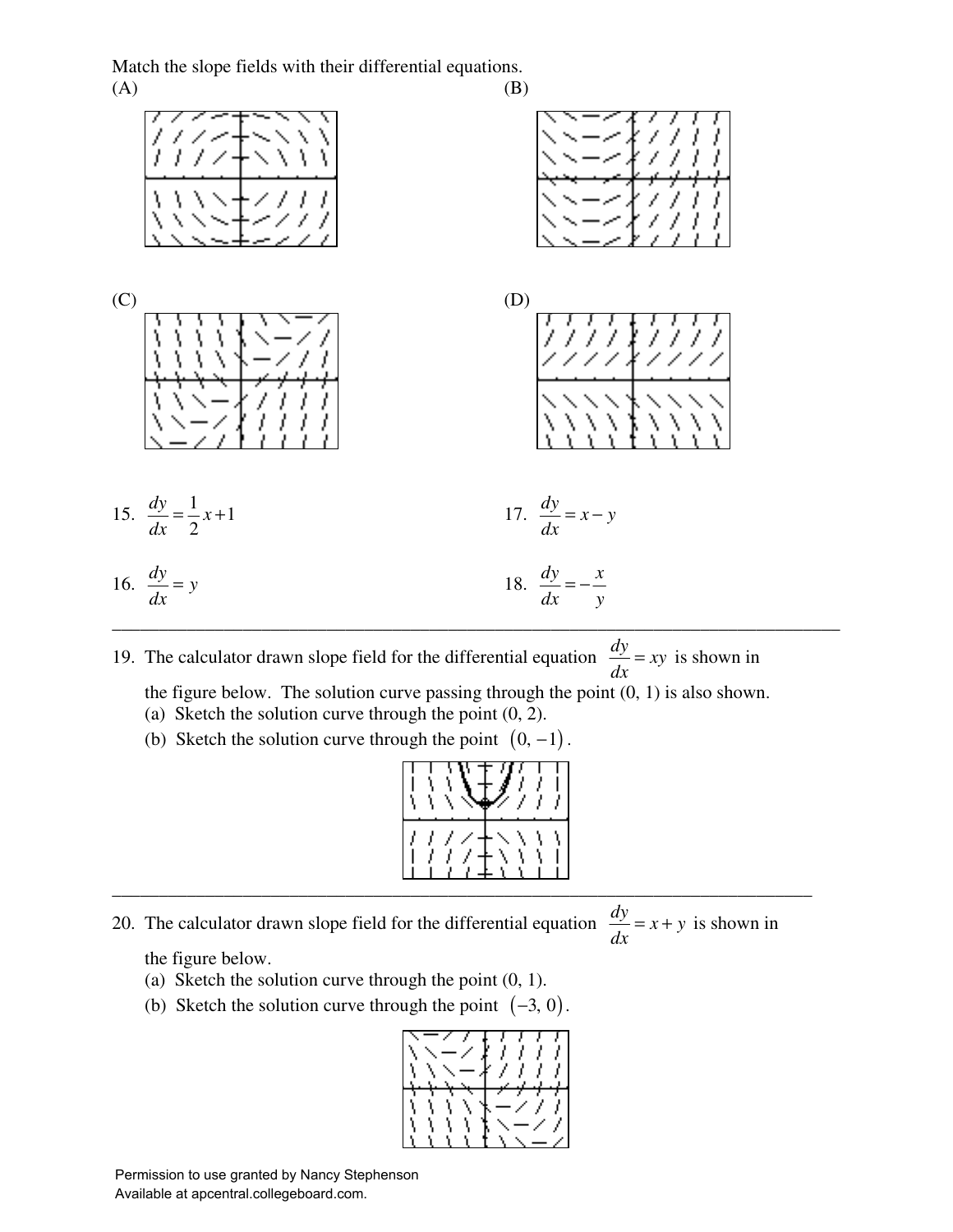Match the slope fields with their differential equations.

(A)

(B)

(C)

(D)

15. $\frac{dy}{dx} = \frac{1}{2}x + 1$

16. $\frac{dy}{dx} = y$

17. $\frac{dy}{dx} = x - y$

18. $\frac{dy}{dx} = -\frac{x}{y}$

---

19. The calculator drawn slope field for the differential equation $\frac{dy}{dx} = xy$ is shown in the figure below. The solution curve passing through the point (0, 1) is also shown.
   (a) Sketch the solution curve through the point (0, 2).
   (b) Sketch the solution curve through the point $(0, -1)$.

---

20. The calculator drawn slope field for the differential equation $\frac{dy}{dx} = x + y$ is shown in the figure below.
   (a) Sketch the solution curve through the point (0, 1).
   (b) Sketch the solution curve through the point $(-3, 0)$.

Permission to use granted by Nancy Stephenson
Available at apcentral.collegeboard.com.